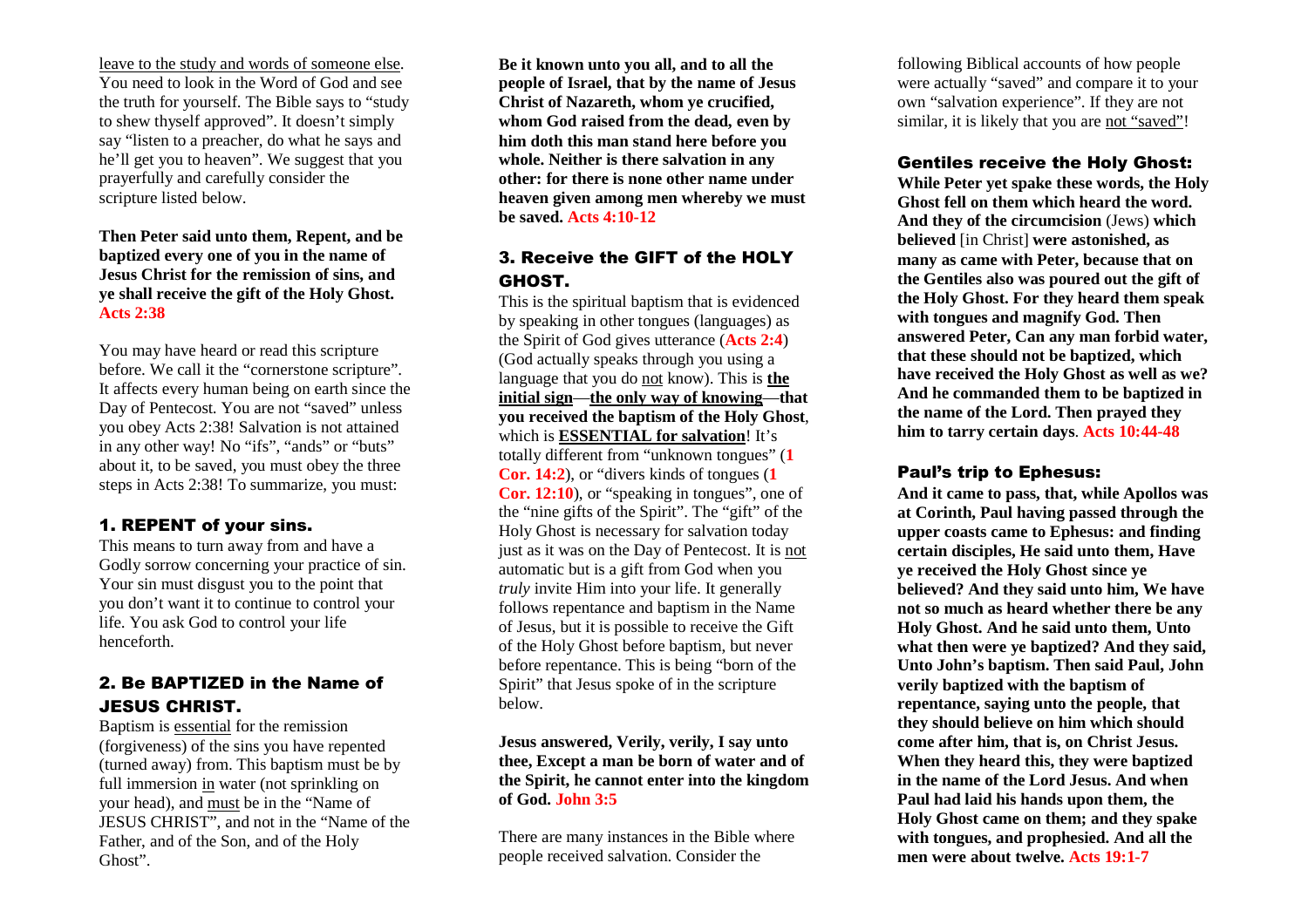leave to the study and words of someone else. You need to look in the Word of God and see the truth for yourself. The Bible says to "study to shew thyself approved". It doesn't simply say "listen to a preacher, do what he says and he'll get you to heaven". We suggest that you prayerfully and carefully consider the scripture listed below.

**Then Peter said unto them, Repent, and be baptized every one of you in the name of Jesus Christ for the remission of sins, and ye shall receive the gift of the Holy Ghost. Acts 2:38**

You may have heard or read this scripture before. We call it the "cornerstone scripture". It affects every human being on earth since the Day of Pentecost. You are not "saved" unless you obey Acts 2:38! Salvation is not attained in any other way! No "ifs", "ands" or "buts" about it, to be saved, you must obey the three steps in Acts 2:38! To summarize, you must:

### 1. REPENT of your sins.

This means to turn away from and have a Godly sorrow concerning your practice of sin. Your sin must disgust you to the point that you don't want it to continue to control your life. You ask God to control your life henceforth.

### 2. Be BAPTIZED in the Name of JESUS CHRIST.

Baptism is essential for the remission (forgiveness) of the sins you have repented (turned away) from. This baptism must be by full immersion in water (not sprinkling on your head), and must be in the "Name of JESUS CHRIST", and not in the "Name of the Father, and of the Son, and of the Holy Ghost".

**Be it known unto you all, and to all the people of Israel, that by the name of Jesus Christ of Nazareth, whom ye crucified, whom God raised from the dead, even by him doth this man stand here before you whole. Neither is there salvation in any other: for there is none other name under heaven given among men whereby we must be saved. Acts 4:10-12**

### 3. Receive the GIFT of the HOLY GHOST.

This is the spiritual baptism that is evidenced by speaking in other tongues (languages) as the Spirit of God gives utterance (**Acts 2:4**) (God actually speaks through you using a language that you do not know). This is **the initial sign**—**the only way of knowing**—**that you received the baptism of the Holy Ghost**, which is **ESSENTIAL for salvation**! It's totally different from "unknown tongues" (**1 Cor. 14:2**), or "divers kinds of tongues (**1 Cor. 12:10**), or "speaking in tongues", one of the "nine gifts of the Spirit". The "gift" of the Holy Ghost is necessary for salvation today just as it was on the Day of Pentecost. It is not automatic but is a gift from God when you *truly* invite Him into your life. It generally follows repentance and baptism in the Name of Jesus, but it is possible to receive the Gift of the Holy Ghost before baptism, but never before repentance. This is being "born of the Spirit" that Jesus spoke of in the scripture below.

**Jesus answered, Verily, verily, I say unto thee, Except a man be born of water and of the Spirit, he cannot enter into the kingdom of God. John 3:5**

There are many instances in the Bible where people received salvation. Consider the following Biblical accounts of how people were actually "saved" and compare it to your own "salvation experience". If they are not similar, it is likely that you are not "saved"!

### Gentiles receive the Holy Ghost:

**While Peter yet spake these words, the Holy Ghost fell on them which heard the word. And they of the circumcision** (Jews) **which believed** [in Christ] **were astonished, as many as came with Peter, because that on the Gentiles also was poured out the gift of the Holy Ghost. For they heard them speak with tongues and magnify God. Then answered Peter, Can any man forbid water, that these should not be baptized, which have received the Holy Ghost as well as we? And he commanded them to be baptized in the name of the Lord. Then prayed they him to tarry certain days. Acts 10:44-48**

### Paul's trip to Ephesus:

**And it came to pass, that, while Apollos was at Corinth, Paul having passed through the upper coasts came to Ephesus: and finding certain disciples, He said unto them, Have ye received the Holy Ghost since ye believed? And they said unto him, We have not so much as heard whether there be any Holy Ghost. And he said unto them, Unto what then were ye baptized? And they said, Unto John's baptism. Then said Paul, John verily baptized with the baptism of repentance, saying unto the people, that they should believe on him which should come after him, that is, on Christ Jesus. When they heard this, they were baptized in the name of the Lord Jesus. And when Paul had laid his hands upon them, the Holy Ghost came on them; and they spake with tongues, and prophesied. And all the men were about twelve. Acts 19:1-7**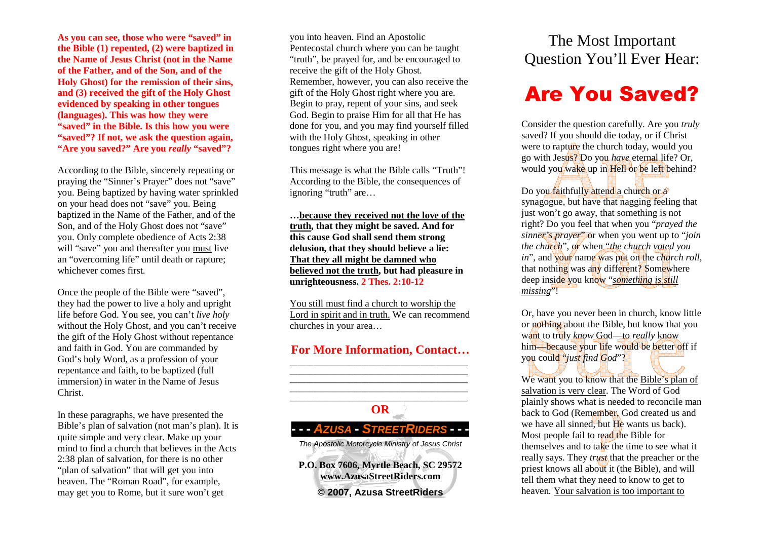**As you can see, those who were "saved" in the Bible (1) repented, (2) were baptized in the Name of Jesus Christ (not in the Name of the Father, and of the Son, and of the Holy Ghost) for the remission of their sins, and (3) received the gift of the Holy Ghost evidenced by speaking in other tongues (languages). This was how they were "saved" in the Bible. Is this how you were "saved"? If not, we ask the question again, "Are you saved?" Are you *really* "saved"?**

According to the Bible, sincerely repeating or praying the "Sinner's Prayer" does not "save" you. Being baptized by having water sprinkled on your head does not "save" you. Being baptized in the Name of the Father, and of the Son, and of the Holy Ghost does not "save" you. Only complete obedience of Acts 2:38 will "save" you and thereafter you <u>must</u> live an "overcoming life" until death or rapture; whichever comes first.

Once the people of the Bible were "saved", they had the power to live a holy and upright life before God. You see, you can't *live holy* without the Holy Ghost, and you can't receive the gift of the Holy Ghost without repentance and faith in God. You are commanded by God's holy Word, as a profession of your repentance and faith, to be baptized (full immersion) in water in the Name of Jesus Christ.

In these paragraphs, we have presented the Bible's plan of salvation (not man's plan). It is quite simple and very clear. Make up your mind to find a church that believes in the Acts 2:38 plan of salvation, for there is no other "plan of salvation" that will get you into heaven. The "Roman Road", for example, may get you to Rome, but it sure won't get you into heaven. Find an Apostolic Pentecostal church where you can be taught "truth", be prayed for, and be encouraged to receive the gift of the Holy Ghost. Remember, however, you can also receive the gift of the Holy Ghost right where you are. Begin to pray, repent of your sins, and seek God. Begin to praise Him for all that He has done for you, and you may find yourself filled with the Holy Ghost, speaking in other tongues right where you are!

This message is what the Bible calls "Truth"! According to the Bible, the consequences of ignoring "truth" are…

**…<u>because they received not the love of the truth</u>, that they might be saved. And for this cause God shall send them strong delusion, that they should believe a lie: <u>That they all might be damned who believed not the truth</u>, but had pleasure in unrighteousness. 2 Thes. 2:10-12**

<u>You still must find a church to worship the Lord in spirit and in truth.</u> We can recommend churches in your area…

## For More Information, Contact…

____________________________________
____________________________________
____________________________________
____________________________________
____________________________________

**OR**

**- - - *AZUSA - STREETRIDERS* - - -**

*The Apostolic Motorcycle Ministry of Jesus Christ*

**P.O. Box 7606, Myrtle Beach, SC 29572**
**www.AzusaStreetRiders.com**

**© 2007, Azusa StreetRiders**

# The Most Important Question You'll Ever Hear:

# Are You Saved?

Consider the question carefully. Are you *truly* saved? If you should die today, or if Christ were to rapture the church today, would you go with Jesus? Do you *have* eternal life? Or, would you wake up in Hell or be left behind?

Do you faithfully attend a church or a synagogue, but have that nagging feeling that just won't go away, that something is not right? Do you feel that when you "*prayed the sinner's prayer*" or when you went up to "*join the church*", or when "*the church voted you in*", and your name was put on the *church roll*, that nothing was any different? Somewhere deep inside you know "*<u>something is still missing</u>*"!

Or, have you never been in church, know little or nothing about the Bible, but know that you want to truly *know* God—to *really* know him—because your life would be better off if you could "*<u>just find God</u>*"?

We want you to know that the <u>Bible's plan of salvation is very clear</u>. The Word of God plainly shows what is needed to reconcile man back to God (Remember, God created us and we have all sinned, but He wants us back). Most people fail to read the Bible for themselves and to take the time to see what it really says. They *trust* that the preacher or the priest knows all about it (the Bible), and will tell them what they need to know to get to heaven. <u>Your salvation is too important to</u>